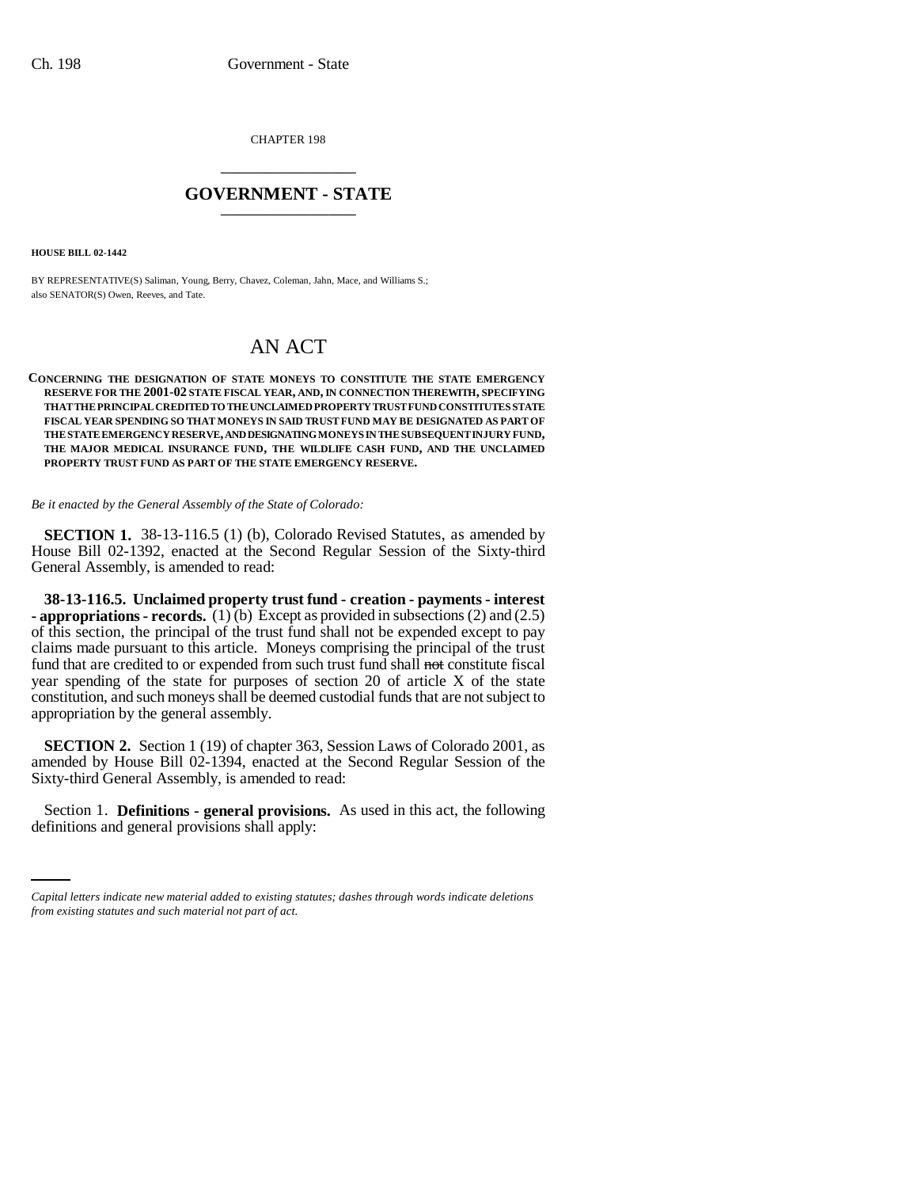CHAPTER 198

\_\_\_\_\_\_\_\_\_\_\_\_\_\_\_\_\_\_\_\_

## GOVERNMENT - STATE

\_\_\_\_\_\_\_\_\_\_\_\_\_\_\_\_\_\_\_\_

**HOUSE BILL 02-1442**

BY REPRESENTATIVE(S) Saliman, Young, Berry, Chavez, Coleman, Jahn, Mace, and Williams S.; also SENATOR(S) Owen, Reeves, and Tate.

# AN ACT

**CONCERNING THE DESIGNATION OF STATE MONEYS TO CONSTITUTE THE STATE EMERGENCY RESERVE FOR THE 2001-02 STATE FISCAL YEAR, AND, IN CONNECTION THEREWITH, SPECIFYING THAT THE PRINCIPAL CREDITED TO THE UNCLAIMED PROPERTY TRUST FUND CONSTITUTES STATE FISCAL YEAR SPENDING SO THAT MONEYS IN SAID TRUST FUND MAY BE DESIGNATED AS PART OF THE STATE EMERGENCY RESERVE, AND DESIGNATING MONEYS IN THE SUBSEQUENT INJURY FUND, THE MAJOR MEDICAL INSURANCE FUND, THE WILDLIFE CASH FUND, AND THE UNCLAIMED PROPERTY TRUST FUND AS PART OF THE STATE EMERGENCY RESERVE.**

*Be it enacted by the General Assembly of the State of Colorado:*

**SECTION 1.** 38-13-116.5 (1) (b), Colorado Revised Statutes, as amended by House Bill 02-1392, enacted at the Second Regular Session of the Sixty-third General Assembly, is amended to read:

**38-13-116.5. Unclaimed property trust fund - creation - payments - interest - appropriations - records.** (1) (b) Except as provided in subsections (2) and (2.5) of this section, the principal of the trust fund shall not be expended except to pay claims made pursuant to this article. Moneys comprising the principal of the trust fund that are credited to or expended from such trust fund shall ~~not~~ constitute fiscal year spending of the state for purposes of section 20 of article X of the state constitution, and such moneys shall be deemed custodial funds that are not subject to appropriation by the general assembly.

**SECTION 2.** Section 1 (19) of chapter 363, Session Laws of Colorado 2001, as amended by House Bill 02-1394, enacted at the Second Regular Session of the Sixty-third General Assembly, is amended to read:

Section 1. **Definitions - general provisions.** As used in this act, the following definitions and general provisions shall apply:

*Capital letters indicate new material added to existing statutes; dashes through words indicate deletions from existing statutes and such material not part of act.*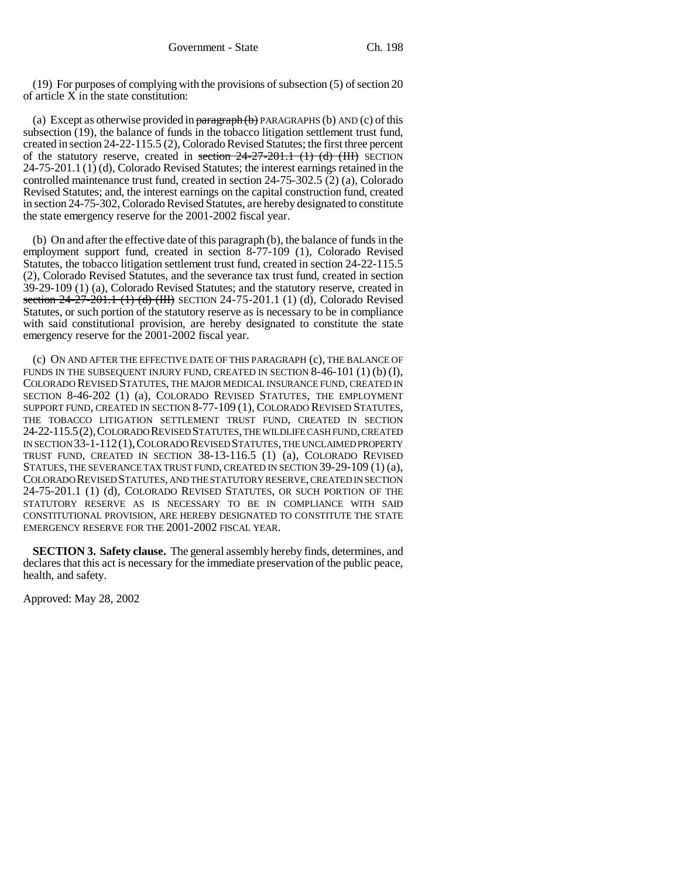(19) For purposes of complying with the provisions of subsection (5) of section 20 of article X in the state constitution:

(a) Except as otherwise provided in ~~paragraph (b)~~ PARAGRAPHS (b) AND (c) of this subsection (19), the balance of funds in the tobacco litigation settlement trust fund, created in section 24-22-115.5 (2), Colorado Revised Statutes; the first three percent of the statutory reserve, created in ~~section 24-27-201.1 (1) (d) (III)~~ SECTION 24-75-201.1 (1) (d), Colorado Revised Statutes; the interest earnings retained in the controlled maintenance trust fund, created in section 24-75-302.5 (2) (a), Colorado Revised Statutes; and, the interest earnings on the capital construction fund, created in section 24-75-302, Colorado Revised Statutes, are hereby designated to constitute the state emergency reserve for the 2001-2002 fiscal year.

(b) On and after the effective date of this paragraph (b), the balance of funds in the employment support fund, created in section 8-77-109 (1), Colorado Revised Statutes, the tobacco litigation settlement trust fund, created in section 24-22-115.5 (2), Colorado Revised Statutes, and the severance tax trust fund, created in section 39-29-109 (1) (a), Colorado Revised Statutes; and the statutory reserve, created in ~~section 24-27-201.1 (1) (d) (III)~~ SECTION 24-75-201.1 (1) (d), Colorado Revised Statutes, or such portion of the statutory reserve as is necessary to be in compliance with said constitutional provision, are hereby designated to constitute the state emergency reserve for the 2001-2002 fiscal year.

(c) ON AND AFTER THE EFFECTIVE DATE OF THIS PARAGRAPH (c), THE BALANCE OF FUNDS IN THE SUBSEQUENT INJURY FUND, CREATED IN SECTION 8-46-101 (1) (b) (I), COLORADO REVISED STATUTES, THE MAJOR MEDICAL INSURANCE FUND, CREATED IN SECTION 8-46-202 (1) (a), COLORADO REVISED STATUTES, THE EMPLOYMENT SUPPORT FUND, CREATED IN SECTION 8-77-109 (1), COLORADO REVISED STATUTES, THE TOBACCO LITIGATION SETTLEMENT TRUST FUND, CREATED IN SECTION 24-22-115.5 (2), COLORADO REVISED STATUTES, THE WILDLIFE CASH FUND, CREATED IN SECTION 33-1-112 (1), COLORADO REVISED STATUTES, THE UNCLAIMED PROPERTY TRUST FUND, CREATED IN SECTION 38-13-116.5 (1) (a), COLORADO REVISED STATUTES, THE SEVERANCE TAX TRUST FUND, CREATED IN SECTION 39-29-109 (1) (a), COLORADO REVISED STATUTES, AND THE STATUTORY RESERVE, CREATED IN SECTION 24-75-201.1 (1) (d), COLORADO REVISED STATUTES, OR SUCH PORTION OF THE STATUTORY RESERVE AS IS NECESSARY TO BE IN COMPLIANCE WITH SAID CONSTITUTIONAL PROVISION, ARE HEREBY DESIGNATED TO CONSTITUTE THE STATE EMERGENCY RESERVE FOR THE 2001-2002 FISCAL YEAR.

**SECTION 3. Safety clause.** The general assembly hereby finds, determines, and declares that this act is necessary for the immediate preservation of the public peace, health, and safety.

Approved: May 28, 2002